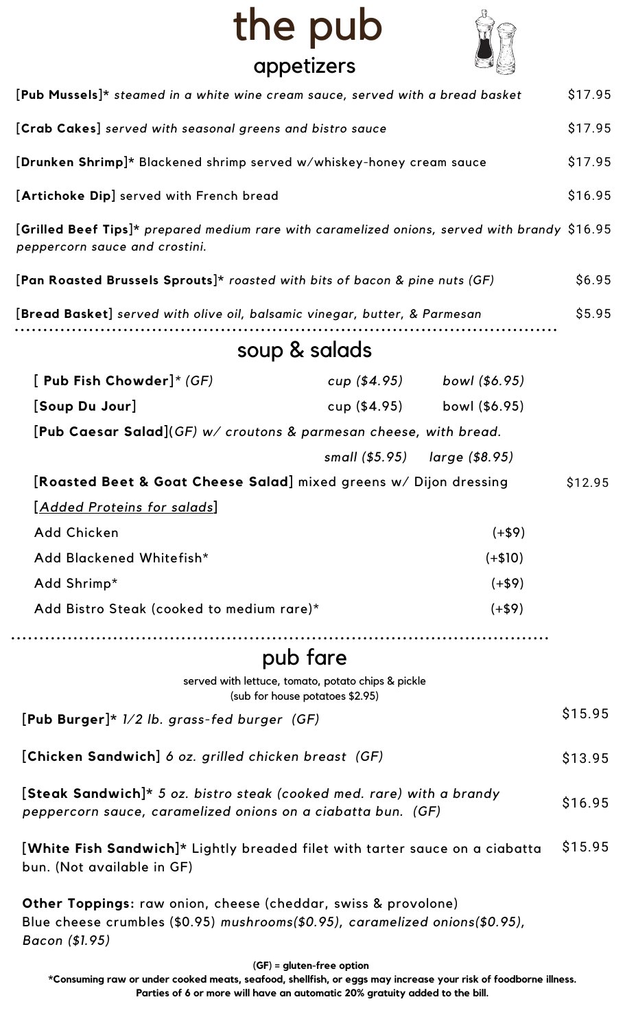# the pub

## appetizers

[**Pub Mussels**]* *steamed in a white wine cream sauce, served with a bread basket* $17.95

[**Crab Cakes**] *served with seasonal greens and bistro sauce* $17.95

[**Drunken Shrimp**]* Blackened shrimp served w/whiskey-honey cream sauce $17.95

[**Artichoke Dip**] served with French bread $16.95

[**Grilled Beef Tips**]* *prepared medium rare with caramelized onions, served with brandy peppercorn sauce and crostini.* $16.95

[**Pan Roasted Brussels Sprouts**]* *roasted with bits of bacon & pine nuts (GF)* $6.95

[**Bread Basket**] *served with olive oil, balsamic vinegar, butter, & Parmesan* $5.95

## soup & salads

[ **Pub Fish Chowder**]* *(GF)* *cup ($4.95)* *bowl ($6.95)*

[**Soup Du Jour**] cup ($4.95) bowl ($6.95)

[**Pub Caesar Salad**](*GF) w/ croutons & parmesan cheese, with bread.*

*small ($5.95)* *large ($8.95)*

[**Roasted Beet & Goat Cheese Salad**] mixed greens w/ Dijon dressing $12.95

[*Added Proteins for salads*]

- Add Chicken (+$9)
- Add Blackened Whitefish* (+$10)
- Add Shrimp* (+$9)
- Add Bistro Steak (cooked to medium rare)* (+$9)

## pub fare

served with lettuce, tomato, potato chips & pickle
(sub for house potatoes $2.95)

[**Pub Burger**]* *1/2 lb. grass-fed burger (GF)* $15.95

[**Chicken Sandwich**] *6 oz. grilled chicken breast (GF)* $13.95

[**Steak Sandwich**]* *5 oz. bistro steak (cooked med. rare) with a brandy peppercorn sauce, caramelized onions on a ciabatta bun. (GF)* $16.95

[**White Fish Sandwich**]* Lightly breaded filet with tarter sauce on a ciabatta bun. (Not available in GF) $15.95

**Other Toppings:** raw onion, cheese (cheddar, swiss & provolone)
Blue cheese crumbles ($0.95) *mushrooms($0.95), caramelized onions($0.95), Bacon ($1.95)*

**(GF) = gluten-free option**

***Consuming raw or under cooked meats, seafood, shellfish, or eggs may increase your risk of foodborne illness.**
**Parties of 6 or more will have an automatic 20% gratuity added to the bill.**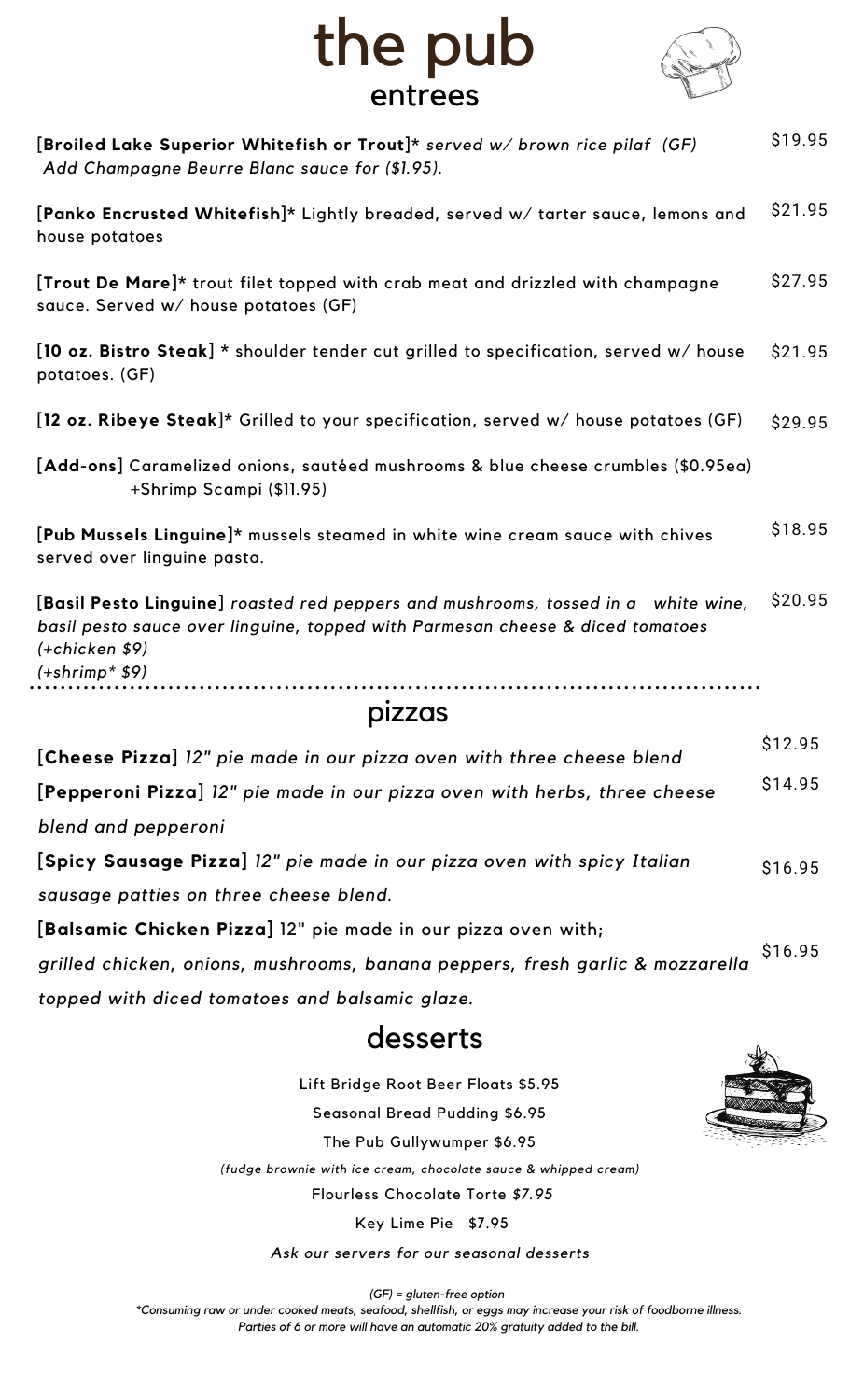# the pub

## entrees

[**Broiled Lake Superior Whitefish or Trout**]* *served w/ brown rice pilaf (GF)* *Add Champagne Beurre Blanc sauce for ($1.95).* $19.95

[**Panko Encrusted Whitefish**]* Lightly breaded, served w/ tarter sauce, lemons and house potatoes $21.95

[**Trout De Mare**]* trout filet topped with crab meat and drizzled with champagne sauce. Served w/ house potatoes (GF) $27.95

[**10 oz. Bistro Steak**] * shoulder tender cut grilled to specification, served w/ house potatoes. (GF) $21.95

[**12 oz. Ribeye Steak**]* Grilled to your specification, served w/ house potatoes (GF) $29.95

[**Add-ons**] Caramelized onions, sautéed mushrooms & blue cheese crumbles ($0.95ea) +Shrimp Scampi ($11.95)

[**Pub Mussels Linguine**]* mussels steamed in white wine cream sauce with chives served over linguine pasta. $18.95

[**Basil Pesto Linguine**] *roasted red peppers and mushrooms, tossed in a white wine, basil pesto sauce over linguine, topped with Parmesan cheese & diced tomatoes (+chicken $9) (+shrimp* $9)* $20.95

## pizzas

[**Cheese Pizza**] *12" pie made in our pizza oven with three cheese blend* $12.95

[**Pepperoni Pizza**] *12" pie made in our pizza oven with herbs, three cheese blend and pepperoni* $14.95

[**Spicy Sausage Pizza**] *12" pie made in our pizza oven with spicy Italian sausage patties on three cheese blend.* $16.95

[**Balsamic Chicken Pizza**] 12" pie made in our pizza oven with; *grilled chicken, onions, mushrooms, banana peppers, fresh garlic & mozzarella topped with diced tomatoes and balsamic glaze.* $16.95

## desserts

Lift Bridge Root Beer Floats $5.95

Seasonal Bread Pudding $6.95

The Pub Gullywumper $6.95

*(fudge brownie with ice cream, chocolate sauce & whipped cream)*

Flourless Chocolate Torte *$7.95*

Key Lime Pie $7.95

*Ask our servers for our seasonal desserts*

*(GF) = gluten-free option*

**Consuming raw or under cooked meats, seafood, shellfish, or eggs may increase your risk of foodborne illness.*

*Parties of 6 or more will have an automatic 20% gratuity added to the bill.*